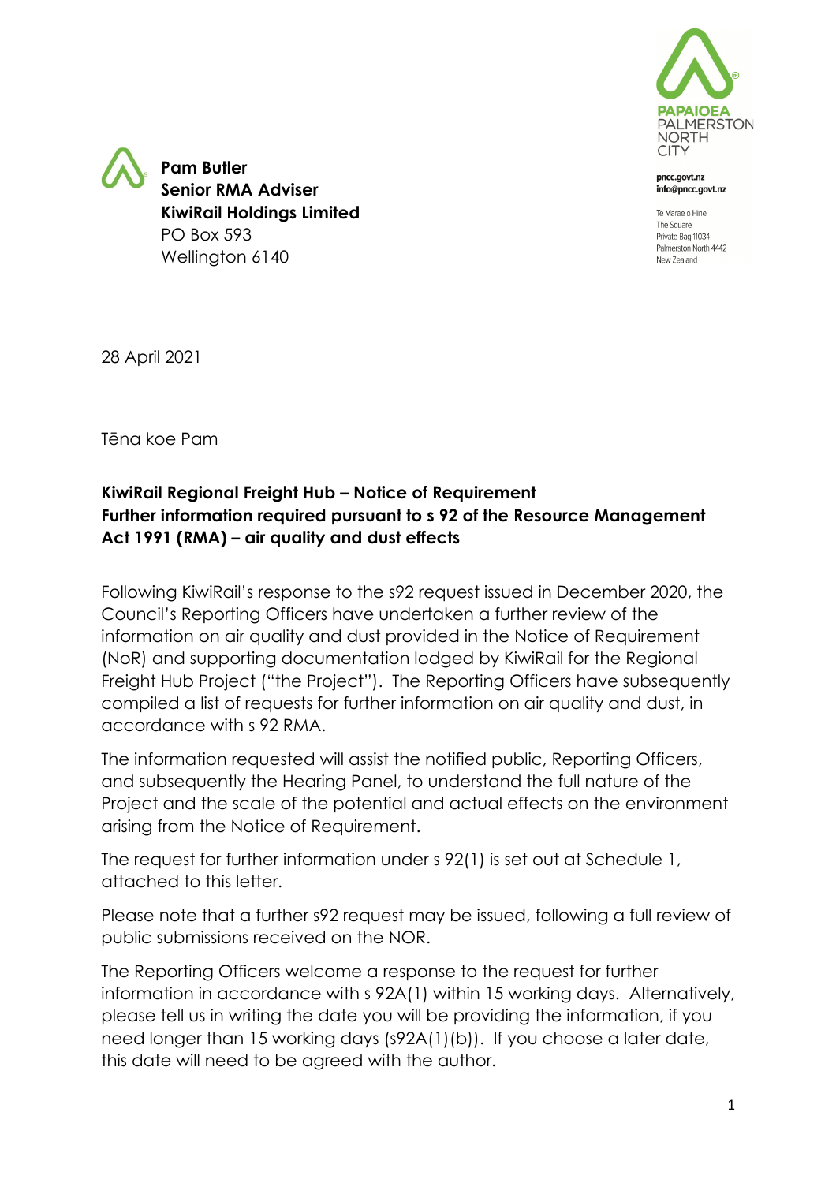PAPAIOEA
PALMERSTON
NORTH
CITY

pncc.govt.nz
info@pncc.govt.nz

Te Marae o Hine
The Square
Private Bag 11034
Palmerston North 4442
New Zealand

**Pam Butler**
**Senior RMA Adviser**
**KiwiRail Holdings Limited**
PO Box 593
Wellington 6140

28 April 2021

Tēna koe Pam

**KiwiRail Regional Freight Hub – Notice of Requirement**
**Further information required pursuant to s 92 of the Resource Management Act 1991 (RMA) – air quality and dust effects**

Following KiwiRail's response to the s92 request issued in December 2020, the Council's Reporting Officers have undertaken a further review of the information on air quality and dust provided in the Notice of Requirement (NoR) and supporting documentation lodged by KiwiRail for the Regional Freight Hub Project ("the Project"). The Reporting Officers have subsequently compiled a list of requests for further information on air quality and dust, in accordance with s 92 RMA.

The information requested will assist the notified public, Reporting Officers, and subsequently the Hearing Panel, to understand the full nature of the Project and the scale of the potential and actual effects on the environment arising from the Notice of Requirement.

The request for further information under s 92(1) is set out at Schedule 1, attached to this letter.

Please note that a further s92 request may be issued, following a full review of public submissions received on the NOR.

The Reporting Officers welcome a response to the request for further information in accordance with s 92A(1) within 15 working days. Alternatively, please tell us in writing the date you will be providing the information, if you need longer than 15 working days (s92A(1)(b)). If you choose a later date, this date will need to be agreed with the author.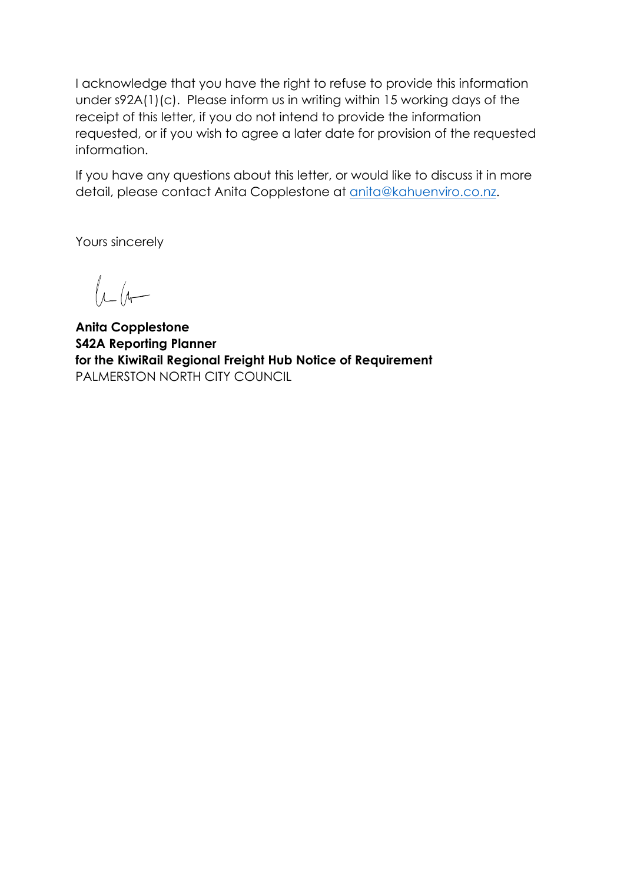I acknowledge that you have the right to refuse to provide this information under s92A(1)(c). Please inform us in writing within 15 working days of the receipt of this letter, if you do not intend to provide the information requested, or if you wish to agree a later date for provision of the requested information.

If you have any questions about this letter, or would like to discuss it in more detail, please contact Anita Copplestone at anita@kahuenviro.co.nz.

Yours sincerely

**Anita Copplestone**
**S42A Reporting Planner**
**for the KiwiRail Regional Freight Hub Notice of Requirement**
PALMERSTON NORTH CITY COUNCIL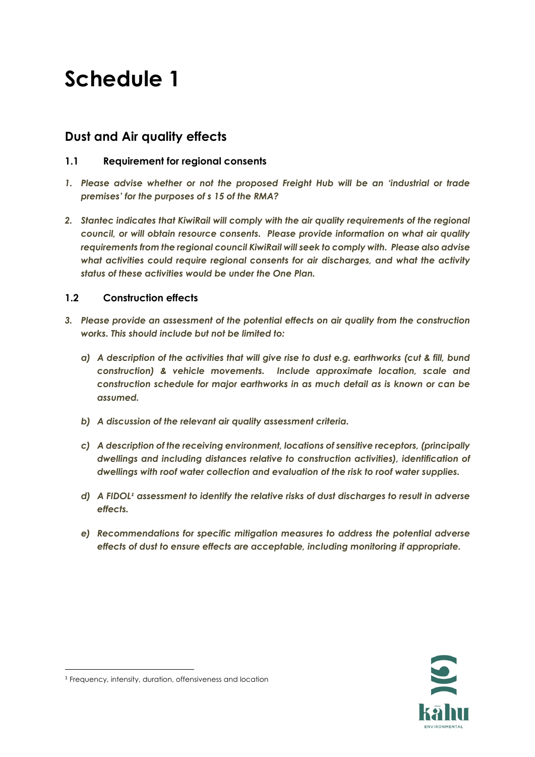# Schedule 1

## Dust and Air quality effects

### 1.1 Requirement for regional consents

1. ***Please advise whether or not the proposed Freight Hub will be an 'industrial or trade premises' for the purposes of s 15 of the RMA?***

2. ***Stantec indicates that KiwiRail will comply with the air quality requirements of the regional council, or will obtain resource consents. Please provide information on what air quality requirements from the regional council KiwiRail will seek to comply with. Please also advise what activities could require regional consents for air discharges, and what the activity status of these activities would be under the One Plan.***

### 1.2 Construction effects

3. ***Please provide an assessment of the potential effects on air quality from the construction works. This should include but not be limited to:***

   a) ***A description of the activities that will give rise to dust e.g. earthworks (cut & fill, bund construction) & vehicle movements. Include approximate location, scale and construction schedule for major earthworks in as much detail as is known or can be assumed.***

   b) ***A discussion of the relevant air quality assessment criteria.***

   c) ***A description of the receiving environment, locations of sensitive receptors, (principally dwellings and including distances relative to construction activities), identification of dwellings with roof water collection and evaluation of the risk to roof water supplies.***

   d) ***A FIDOL[1] assessment to identify the relative risks of dust discharges to result in adverse effects.***

   e) ***Recommendations for specific mitigation measures to address the potential adverse effects of dust to ensure effects are acceptable, including monitoring if appropriate.***

[1] Frequency, intensity, duration, offensiveness and location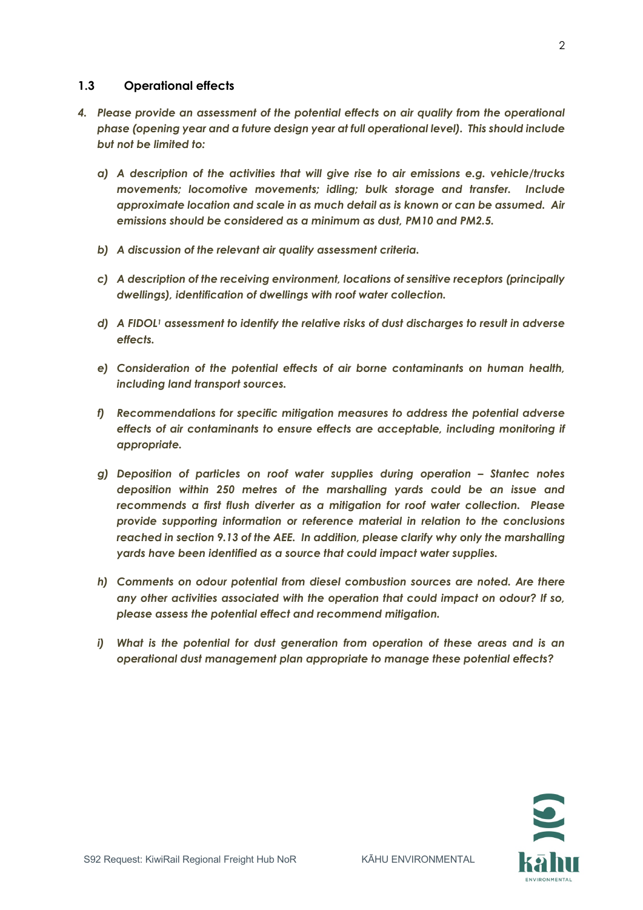## 1.3 Operational effects

*4. Please provide an assessment of the potential effects on air quality from the operational phase (opening year and a future design year at full operational level). This should include but not be limited to:*

- ***a)*** *A description of the activities that will give rise to air emissions e.g. vehicle/trucks movements; locomotive movements; idling; bulk storage and transfer. Include approximate location and scale in as much detail as is known or can be assumed. Air emissions should be considered as a minimum as dust, PM10 and PM2.5.*

- ***b)*** *A discussion of the relevant air quality assessment criteria.*

- ***c)*** *A description of the receiving environment, locations of sensitive receptors (principally dwellings), identification of dwellings with roof water collection.*

- ***d)*** *A FIDOL[1] assessment to identify the relative risks of dust discharges to result in adverse effects.*

- ***e)*** *Consideration of the potential effects of air borne contaminants on human health, including land transport sources.*

- ***f)*** *Recommendations for specific mitigation measures to address the potential adverse effects of air contaminants to ensure effects are acceptable, including monitoring if appropriate.*

- ***g)*** *Deposition of particles on roof water supplies during operation – Stantec notes deposition within 250 metres of the marshalling yards could be an issue and recommends a first flush diverter as a mitigation for roof water collection. Please provide supporting information or reference material in relation to the conclusions reached in section 9.13 of the AEE. In addition, please clarify why only the marshalling yards have been identified as a source that could impact water supplies.*

- ***h)*** *Comments on odour potential from diesel combustion sources are noted. Are there any other activities associated with the operation that could impact on odour? If so, please assess the potential effect and recommend mitigation.*

- ***i)*** *What is the potential for dust generation from operation of these areas and is an operational dust management plan appropriate to manage these potential effects?*